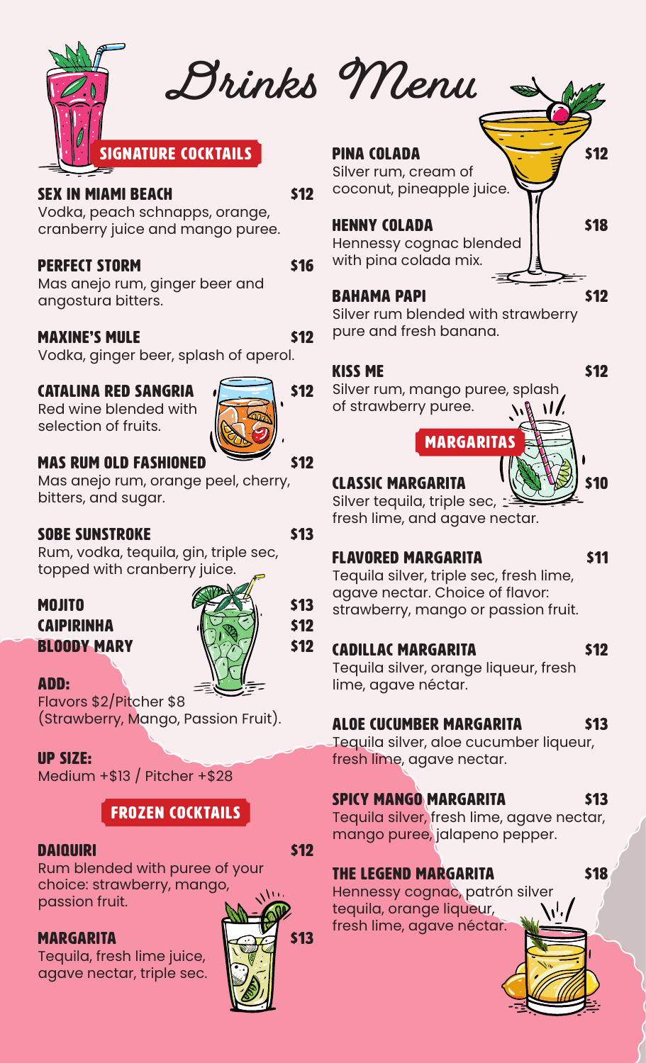# Drinks Menu

## SIGNATURE COCKTAILS

**SEX IN MIAMI BEACH** $12
Vodka, peach schnapps, orange, cranberry juice and mango puree.

**PERFECT STORM** $16
Mas anejo rum, ginger beer and angostura bitters.

**MAXINE'S MULE** $12
Vodka, ginger beer, splash of aperol.

**CATALINA RED SANGRIA** $12
Red wine blended with selection of fruits.

**MAS RUM OLD FASHIONED** $12
Mas anejo rum, orange peel, cherry, bitters, and sugar.

**SOBE SUNSTROKE** $13
Rum, vodka, tequila, gin, triple sec, topped with cranberry juice.

**MOJITO** $13

**CAIPIRINHA** $12

**BLOODY MARY** $12

**ADD:**
Flavors $2/Pitcher $8
(Strawberry, Mango, Passion Fruit).

**UP SIZE:**
Medium +$13 / Pitcher +$28

## FROZEN COCKTAILS

**DAIQUIRI** $12
Rum blended with puree of your choice: strawberry, mango, passion fruit.

**MARGARITA** $13
Tequila, fresh lime juice, agave nectar, triple sec.

**PINA COLADA** $12
Silver rum, cream of coconut, pineapple juice.

**HENNY COLADA** $18
Hennessy cognac blended with pina colada mix.

**BAHAMA PAPI** $12
Silver rum blended with strawberry pure and fresh banana.

**KISS ME** $12
Silver rum, mango puree, splash of strawberry puree.

## MARGARITAS

**CLASSIC MARGARITA** $10
Silver tequila, triple sec, fresh lime, and agave nectar.

**FLAVORED MARGARITA** $11
Tequila silver, triple sec, fresh lime, agave nectar. Choice of flavor: strawberry, mango or passion fruit.

**CADILLAC MARGARITA** $12
Tequila silver, orange liqueur, fresh lime, agave néctar.

**ALOE CUCUMBER MARGARITA** $13
Tequila silver, aloe cucumber liqueur, fresh lime, agave nectar.

**SPICY MANGO MARGARITA** $13
Tequila silver, fresh lime, agave nectar, mango puree, jalapeno pepper.

**THE LEGEND MARGARITA** $18
Hennessy cognac, patrón silver tequila, orange liqueur, fresh lime, agave néctar.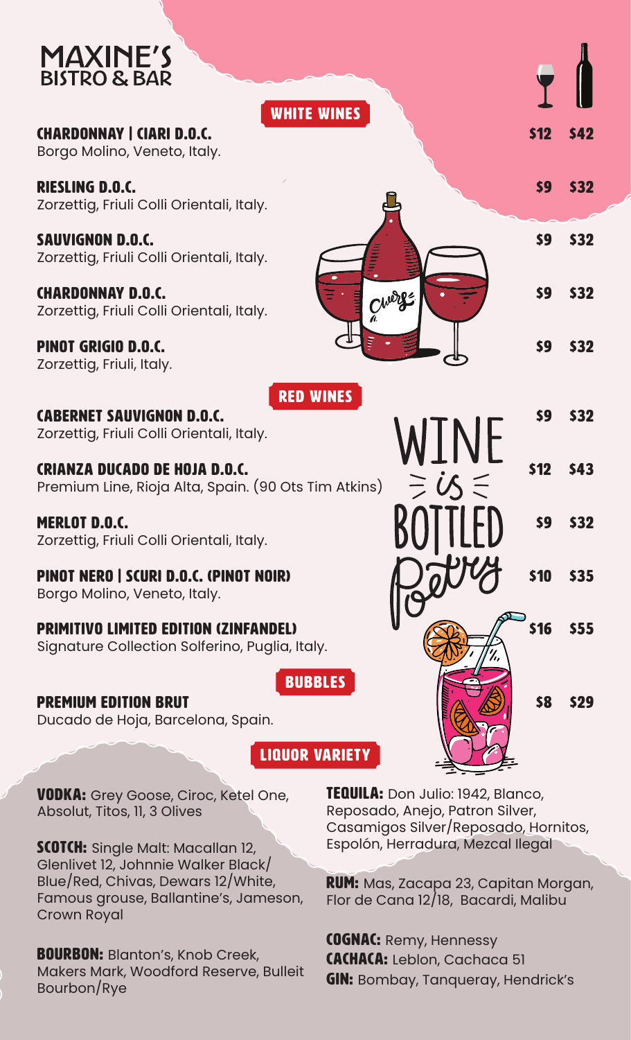# MAXINE'S
## BISTRO & BAR

### WHITE WINES

| | Glass | Bottle |
|---|---|---|
| **CHARDONNAY \| CIARI D.O.C.** Borgo Molino, Veneto, Italy. | $12 | $42 |
| **RIESLING D.O.C.** Zorzettig, Friuli Colli Orientali, Italy. | $9 | $32 |
| **SAUVIGNON D.O.C.** Zorzettig, Friuli Colli Orientali, Italy. | $9 | $32 |
| **CHARDONNAY D.O.C.** Zorzettig, Friuli Colli Orientali, Italy. | $9 | $32 |
| **PINOT GRIGIO D.O.C.** Zorzettig, Friuli, Italy. | $9 | $32 |

### RED WINES

| | Glass | Bottle |
|---|---|---|
| **CABERNET SAUVIGNON D.O.C.** Zorzettig, Friuli Colli Orientali, Italy. | $9 | $32 |
| **CRIANZA DUCADO DE HOJA D.O.C.** Premium Line, Rioja Alta, Spain. (90 Ots Tim Atkins) | $12 | $43 |
| **MERLOT D.O.C.** Zorzettig, Friuli Colli Orientali, Italy. | $9 | $32 |
| **PINOT NERO \| SCURI D.O.C. (PINOT NOIR)** Borgo Molino, Veneto, Italy. | $10 | $35 |
| **PRIMITIVO LIMITED EDITION (ZINFANDEL)** Signature Collection Solferino, Puglia, Italy. | $16 | $55 |

WINE is BOTTLED Poetry

### BUBBLES

| | Glass | Bottle |
|---|---|---|
| **PREMIUM EDITION BRUT** Ducado de Hoja, Barcelona, Spain. | $8 | $29 |

### LIQUOR VARIETY

**VODKA:** Grey Goose, Ciroc, Ketel One, Absolut, Titos, 11, 3 Olives

**SCOTCH:** Single Malt: Macallan 12, Glenlivet 12, Johnnie Walker Black/ Blue/Red, Chivas, Dewars 12/White, Famous grouse, Ballantine's, Jameson, Crown Royal

**BOURBON:** Blanton's, Knob Creek, Makers Mark, Woodford Reserve, Bulleit Bourbon/Rye

**TEQUILA:** Don Julio: 1942, Blanco, Reposado, Anejo, Patron Silver, Casamigos Silver/Reposado, Hornitos, Espolón, Herradura, Mezcal Ilegal

**RUM:** Mas, Zacapa 23, Capitan Morgan, Flor de Cana 12/18, Bacardi, Malibu

**COGNAC:** Remy, Hennessy

**CACHACA:** Leblon, Cachaca 51

**GIN:** Bombay, Tanqueray, Hendrick's